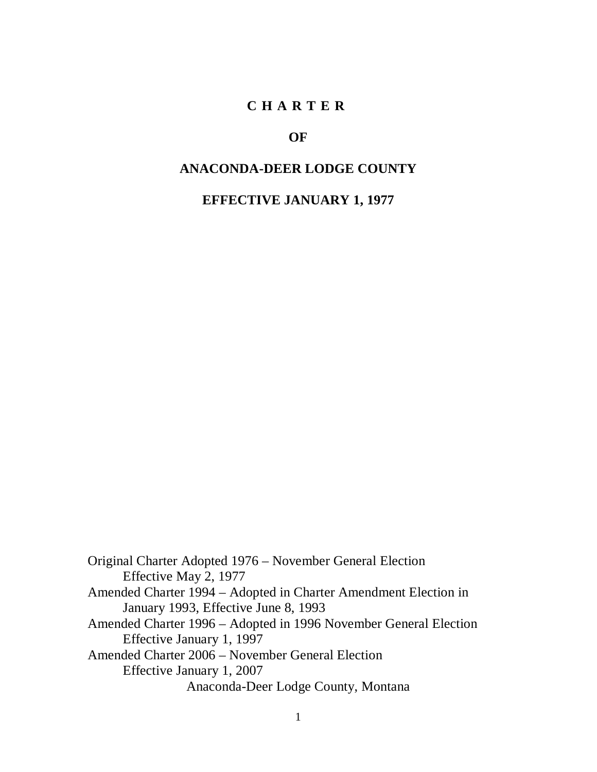# C H A R T E R

# OF

# ANACONDA-DEER LODGE COUNTY

# EFFECTIVE JANUARY 1, 1977

Original Charter Adopted 1976 – November General Election
Effective May 2, 1977
Amended Charter 1994 – Adopted in Charter Amendment Election in January 1993, Effective June 8, 1993
Amended Charter 1996 – Adopted in 1996 November General Election
Effective January 1, 1997
Amended Charter 2006 – November General Election
Effective January 1, 2007

Anaconda-Deer Lodge County, Montana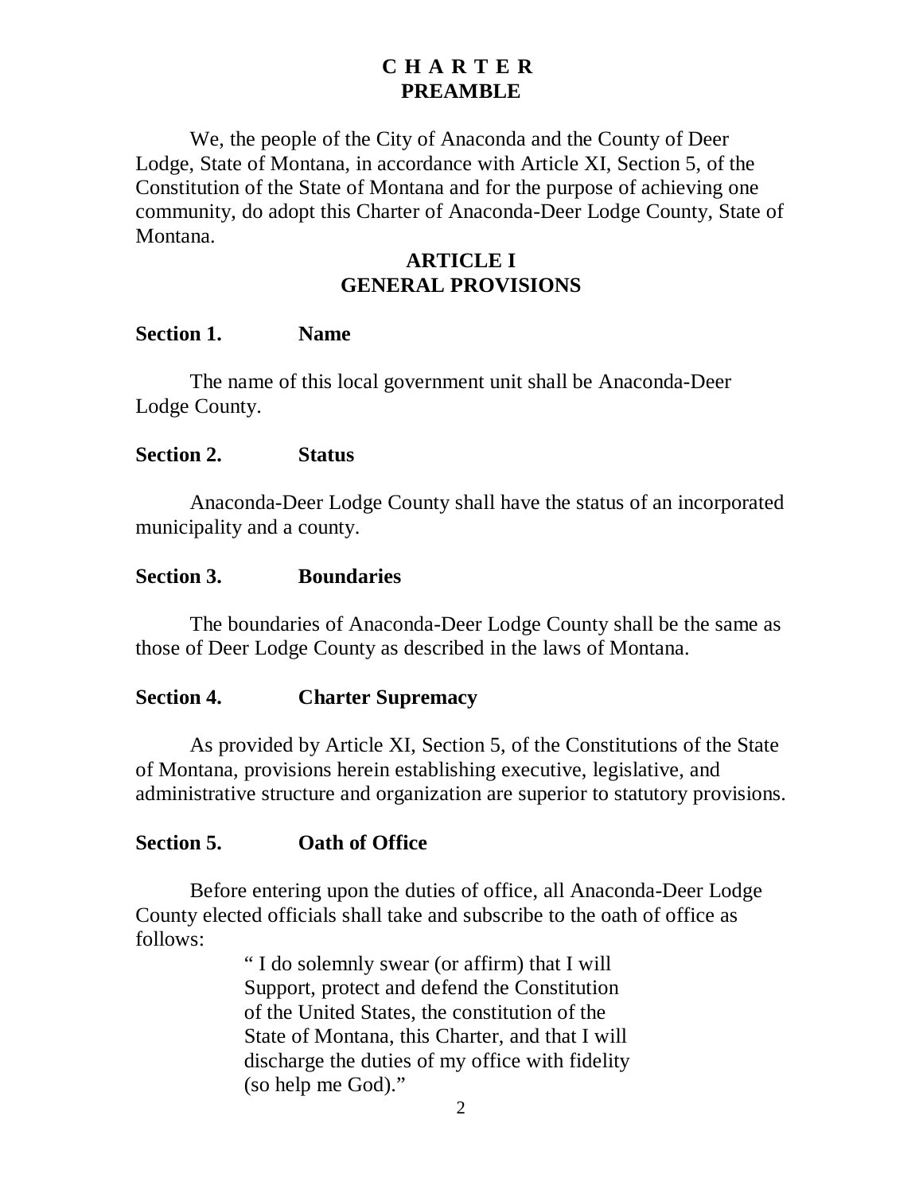# CHARTER

## PREAMBLE

We, the people of the City of Anaconda and the County of Deer Lodge, State of Montana, in accordance with Article XI, Section 5, of the Constitution of the State of Montana and for the purpose of achieving one community, do adopt this Charter of Anaconda-Deer Lodge County, State of Montana.

## ARTICLE I
## GENERAL PROVISIONS

### Section 1. Name

The name of this local government unit shall be Anaconda-Deer Lodge County.

### Section 2. Status

Anaconda-Deer Lodge County shall have the status of an incorporated municipality and a county.

### Section 3. Boundaries

The boundaries of Anaconda-Deer Lodge County shall be the same as those of Deer Lodge County as described in the laws of Montana.

### Section 4. Charter Supremacy

As provided by Article XI, Section 5, of the Constitutions of the State of Montana, provisions herein establishing executive, legislative, and administrative structure and organization are superior to statutory provisions.

### Section 5. Oath of Office

Before entering upon the duties of office, all Anaconda-Deer Lodge County elected officials shall take and subscribe to the oath of office as follows:

> " I do solemnly swear (or affirm) that I will Support, protect and defend the Constitution of the United States, the constitution of the State of Montana, this Charter, and that I will discharge the duties of my office with fidelity (so help me God)."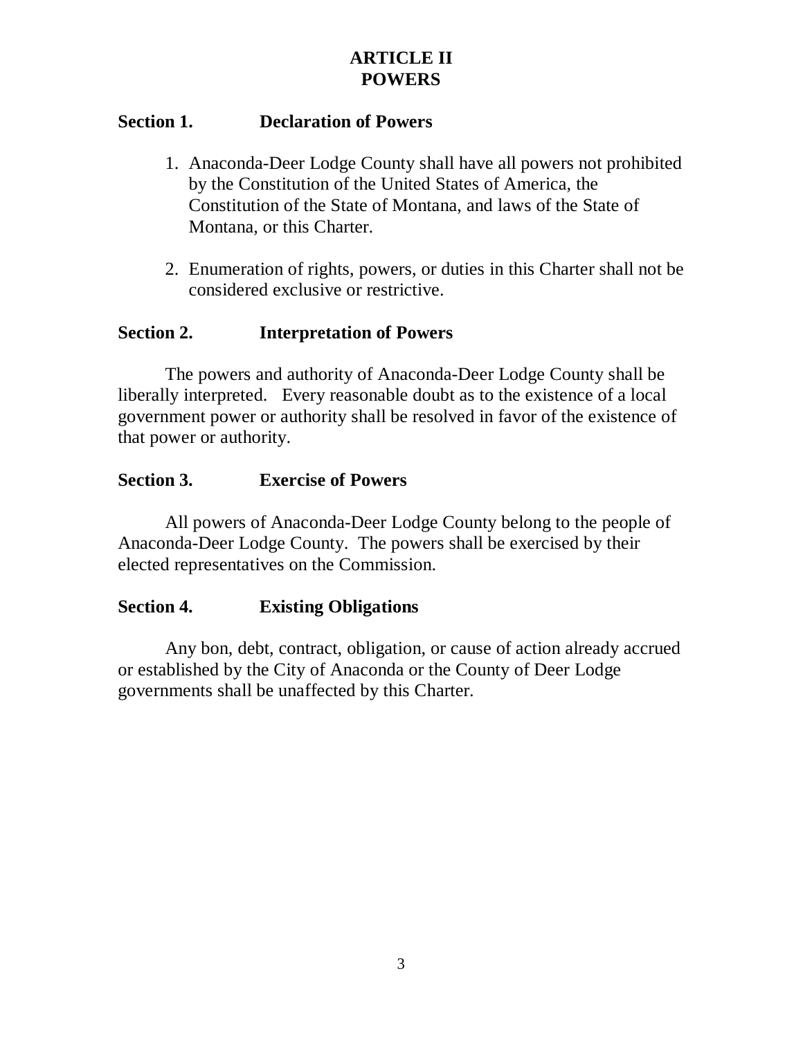# ARTICLE II
# POWERS

## Section 1. Declaration of Powers

1. Anaconda-Deer Lodge County shall have all powers not prohibited by the Constitution of the United States of America, the Constitution of the State of Montana, and laws of the State of Montana, or this Charter.

2. Enumeration of rights, powers, or duties in this Charter shall not be considered exclusive or restrictive.

## Section 2. Interpretation of Powers

The powers and authority of Anaconda-Deer Lodge County shall be liberally interpreted. Every reasonable doubt as to the existence of a local government power or authority shall be resolved in favor of the existence of that power or authority.

## Section 3. Exercise of Powers

All powers of Anaconda-Deer Lodge County belong to the people of Anaconda-Deer Lodge County. The powers shall be exercised by their elected representatives on the Commission.

## Section 4. Existing Obligations

Any bon, debt, contract, obligation, or cause of action already accrued or established by the City of Anaconda or the County of Deer Lodge governments shall be unaffected by this Charter.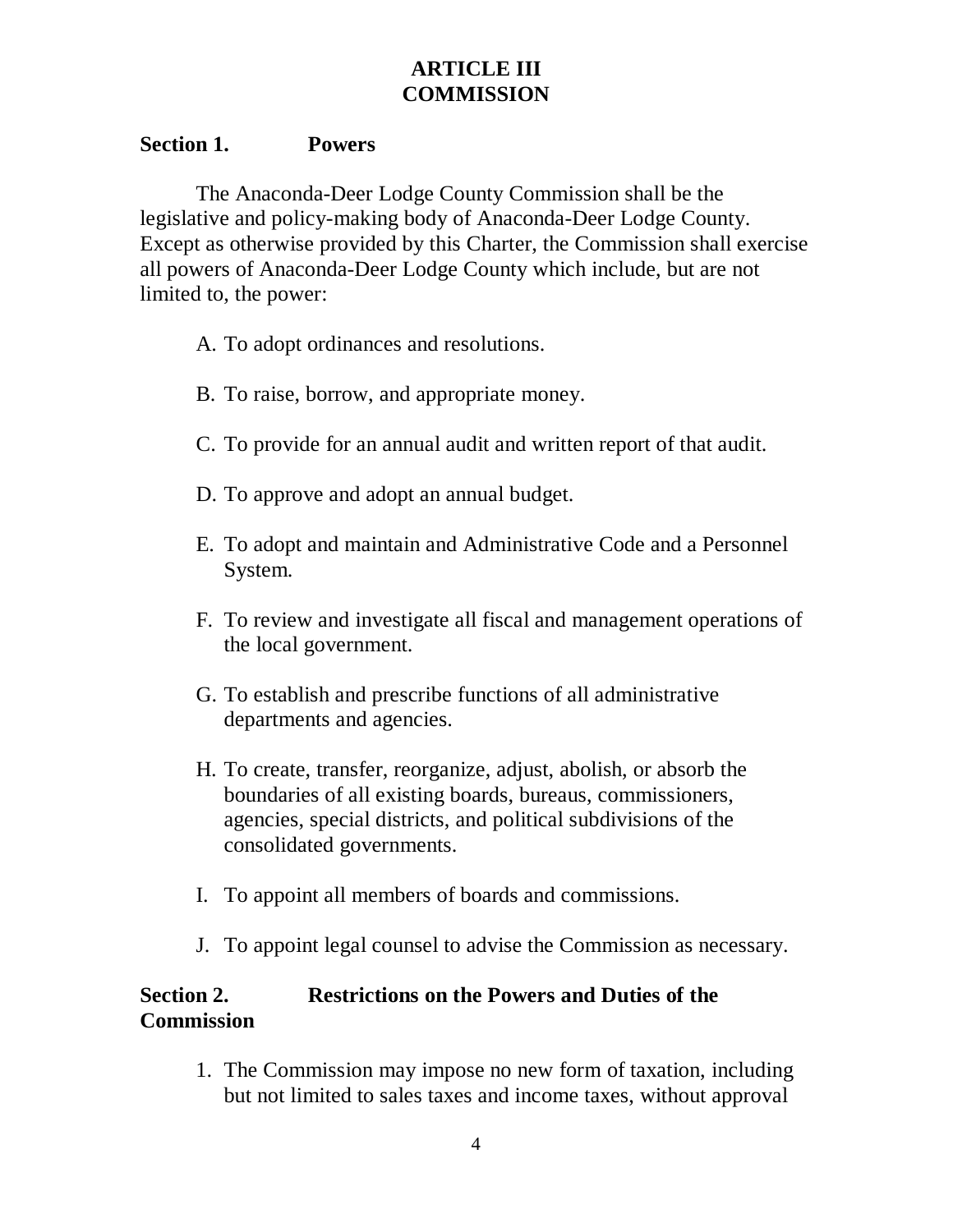# ARTICLE III
# COMMISSION

## Section 1. Powers

The Anaconda-Deer Lodge County Commission shall be the legislative and policy-making body of Anaconda-Deer Lodge County. Except as otherwise provided by this Charter, the Commission shall exercise all powers of Anaconda-Deer Lodge County which include, but are not limited to, the power:

A. To adopt ordinances and resolutions.

B. To raise, borrow, and appropriate money.

C. To provide for an annual audit and written report of that audit.

D. To approve and adopt an annual budget.

E. To adopt and maintain and Administrative Code and a Personnel System.

F. To review and investigate all fiscal and management operations of the local government.

G. To establish and prescribe functions of all administrative departments and agencies.

H. To create, transfer, reorganize, adjust, abolish, or absorb the boundaries of all existing boards, bureaus, commissioners, agencies, special districts, and political subdivisions of the consolidated governments.

I. To appoint all members of boards and commissions.

J. To appoint legal counsel to advise the Commission as necessary.

## Section 2. Restrictions on the Powers and Duties of the Commission

1. The Commission may impose no new form of taxation, including but not limited to sales taxes and income taxes, without approval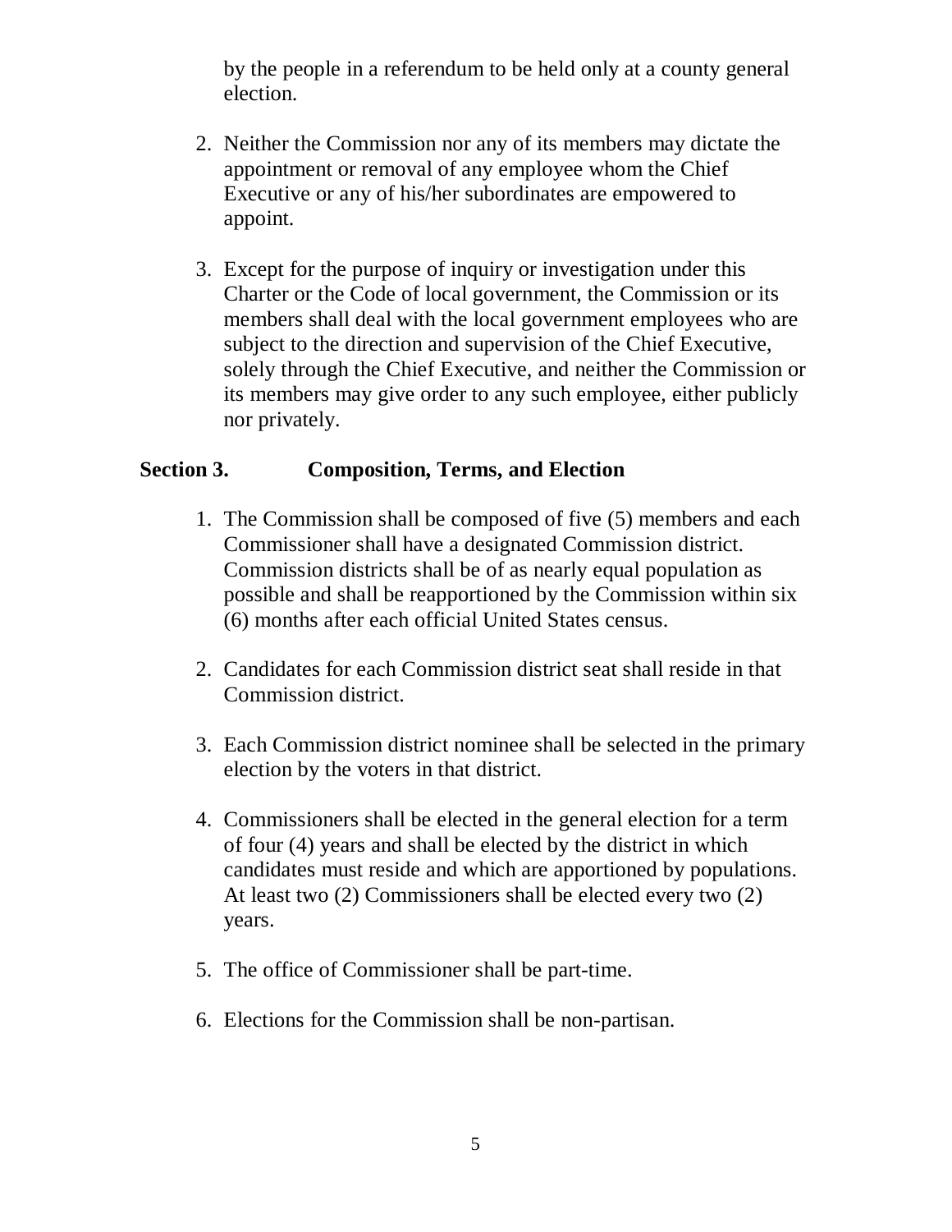by the people in a referendum to be held only at a county general election.

2. Neither the Commission nor any of its members may dictate the appointment or removal of any employee whom the Chief Executive or any of his/her subordinates are empowered to appoint.

3. Except for the purpose of inquiry or investigation under this Charter or the Code of local government, the Commission or its members shall deal with the local government employees who are subject to the direction and supervision of the Chief Executive, solely through the Chief Executive, and neither the Commission or its members may give order to any such employee, either publicly nor privately.

## Section 3. Composition, Terms, and Election

1. The Commission shall be composed of five (5) members and each Commissioner shall have a designated Commission district. Commission districts shall be of as nearly equal population as possible and shall be reapportioned by the Commission within six (6) months after each official United States census.

2. Candidates for each Commission district seat shall reside in that Commission district.

3. Each Commission district nominee shall be selected in the primary election by the voters in that district.

4. Commissioners shall be elected in the general election for a term of four (4) years and shall be elected by the district in which candidates must reside and which are apportioned by populations. At least two (2) Commissioners shall be elected every two (2) years.

5. The office of Commissioner shall be part-time.

6. Elections for the Commission shall be non-partisan.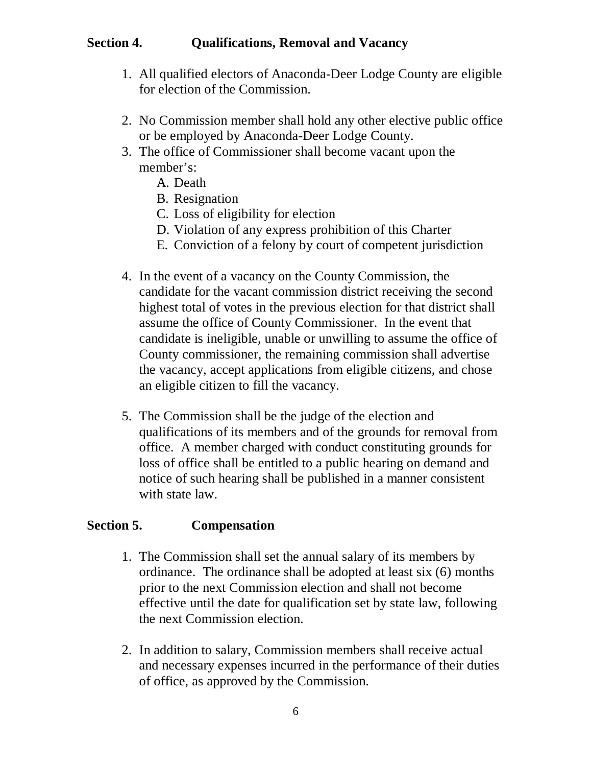## Section 4. Qualifications, Removal and Vacancy

1. All qualified electors of Anaconda-Deer Lodge County are eligible for election of the Commission.

2. No Commission member shall hold any other elective public office or be employed by Anaconda-Deer Lodge County.
3. The office of Commissioner shall become vacant upon the member's:
   A. Death
   B. Resignation
   C. Loss of eligibility for election
   D. Violation of any express prohibition of this Charter
   E. Conviction of a felony by court of competent jurisdiction

4. In the event of a vacancy on the County Commission, the candidate for the vacant commission district receiving the second highest total of votes in the previous election for that district shall assume the office of County Commissioner. In the event that candidate is ineligible, unable or unwilling to assume the office of County commissioner, the remaining commission shall advertise the vacancy, accept applications from eligible citizens, and chose an eligible citizen to fill the vacancy.

5. The Commission shall be the judge of the election and qualifications of its members and of the grounds for removal from office. A member charged with conduct constituting grounds for loss of office shall be entitled to a public hearing on demand and notice of such hearing shall be published in a manner consistent with state law.

## Section 5. Compensation

1. The Commission shall set the annual salary of its members by ordinance. The ordinance shall be adopted at least six (6) months prior to the next Commission election and shall not become effective until the date for qualification set by state law, following the next Commission election.

2. In addition to salary, Commission members shall receive actual and necessary expenses incurred in the performance of their duties of office, as approved by the Commission.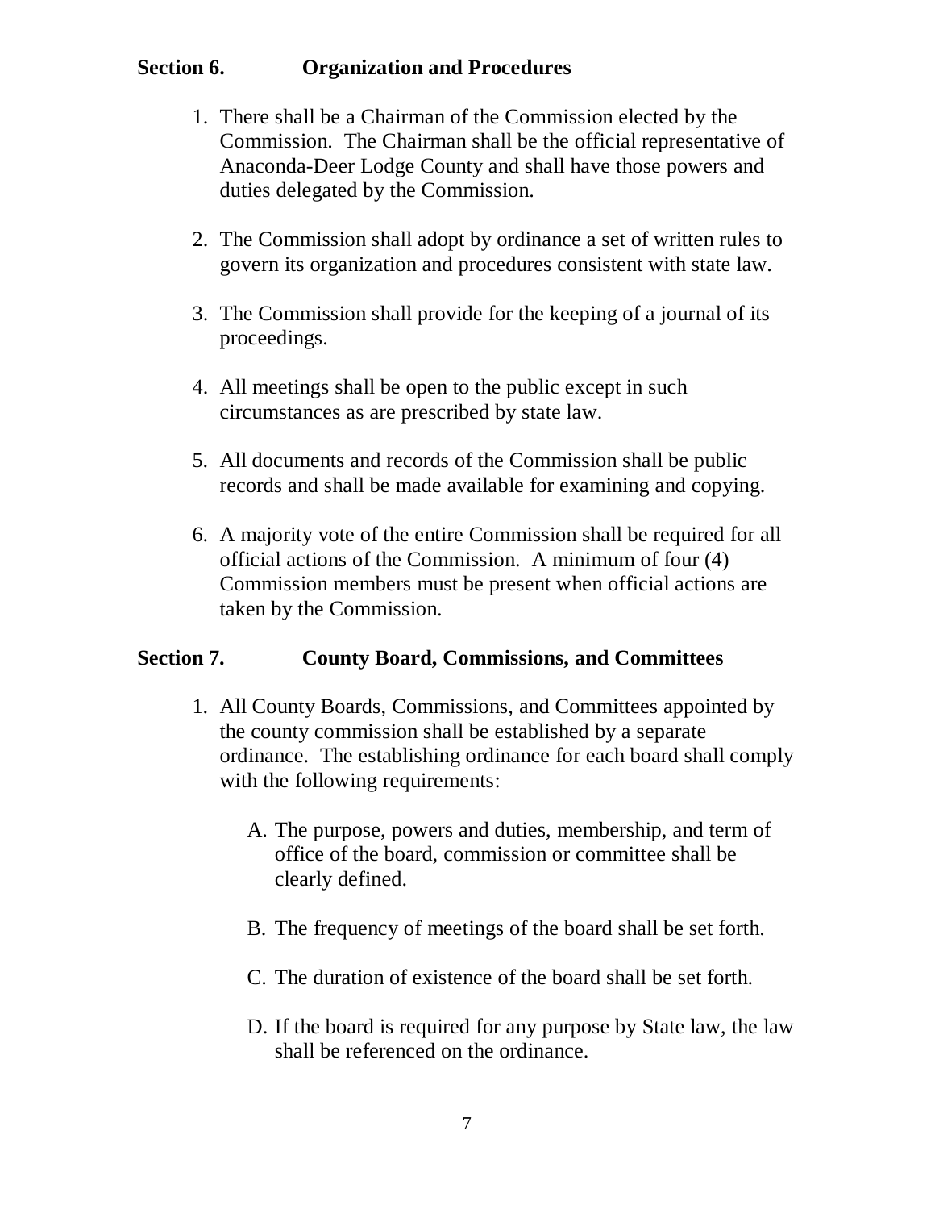## Section 6. Organization and Procedures

1. There shall be a Chairman of the Commission elected by the Commission. The Chairman shall be the official representative of Anaconda-Deer Lodge County and shall have those powers and duties delegated by the Commission.

2. The Commission shall adopt by ordinance a set of written rules to govern its organization and procedures consistent with state law.

3. The Commission shall provide for the keeping of a journal of its proceedings.

4. All meetings shall be open to the public except in such circumstances as are prescribed by state law.

5. All documents and records of the Commission shall be public records and shall be made available for examining and copying.

6. A majority vote of the entire Commission shall be required for all official actions of the Commission. A minimum of four (4) Commission members must be present when official actions are taken by the Commission.

## Section 7. County Board, Commissions, and Committees

1. All County Boards, Commissions, and Committees appointed by the county commission shall be established by a separate ordinance. The establishing ordinance for each board shall comply with the following requirements:

   A. The purpose, powers and duties, membership, and term of office of the board, commission or committee shall be clearly defined.

   B. The frequency of meetings of the board shall be set forth.

   C. The duration of existence of the board shall be set forth.

   D. If the board is required for any purpose by State law, the law shall be referenced on the ordinance.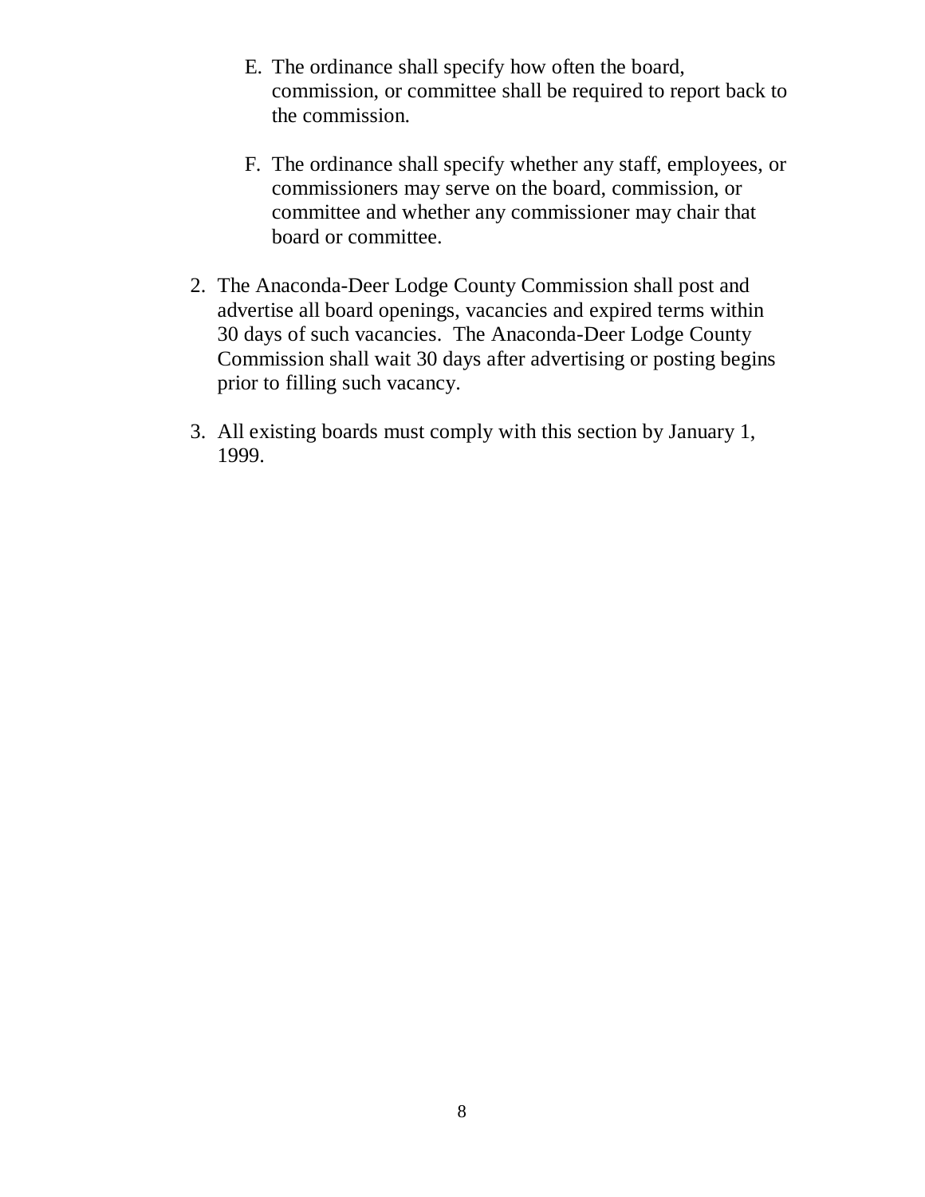E. The ordinance shall specify how often the board, commission, or committee shall be required to report back to the commission.

   F. The ordinance shall specify whether any staff, employees, or commissioners may serve on the board, commission, or committee and whether any commissioner may chair that board or committee.

2. The Anaconda-Deer Lodge County Commission shall post and advertise all board openings, vacancies and expired terms within 30 days of such vacancies. The Anaconda-Deer Lodge County Commission shall wait 30 days after advertising or posting begins prior to filling such vacancy.

3. All existing boards must comply with this section by January 1, 1999.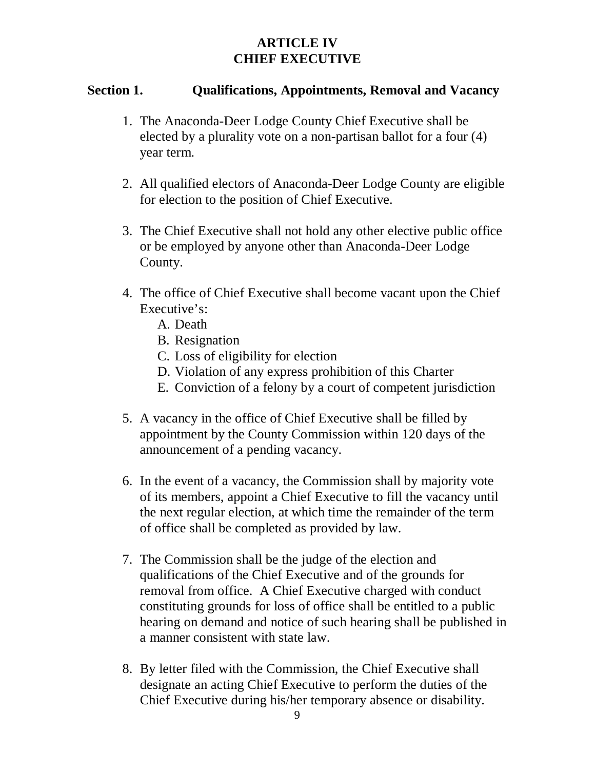# ARTICLE IV
# CHIEF EXECUTIVE

## Section 1. Qualifications, Appointments, Removal and Vacancy

1. The Anaconda-Deer Lodge County Chief Executive shall be elected by a plurality vote on a non-partisan ballot for a four (4) year term.

2. All qualified electors of Anaconda-Deer Lodge County are eligible for election to the position of Chief Executive.

3. The Chief Executive shall not hold any other elective public office or be employed by anyone other than Anaconda-Deer Lodge County.

4. The office of Chief Executive shall become vacant upon the Chief Executive's:
   A. Death
   B. Resignation
   C. Loss of eligibility for election
   D. Violation of any express prohibition of this Charter
   E. Conviction of a felony by a court of competent jurisdiction

5. A vacancy in the office of Chief Executive shall be filled by appointment by the County Commission within 120 days of the announcement of a pending vacancy.

6. In the event of a vacancy, the Commission shall by majority vote of its members, appoint a Chief Executive to fill the vacancy until the next regular election, at which time the remainder of the term of office shall be completed as provided by law.

7. The Commission shall be the judge of the election and qualifications of the Chief Executive and of the grounds for removal from office. A Chief Executive charged with conduct constituting grounds for loss of office shall be entitled to a public hearing on demand and notice of such hearing shall be published in a manner consistent with state law.

8. By letter filed with the Commission, the Chief Executive shall designate an acting Chief Executive to perform the duties of the Chief Executive during his/her temporary absence or disability.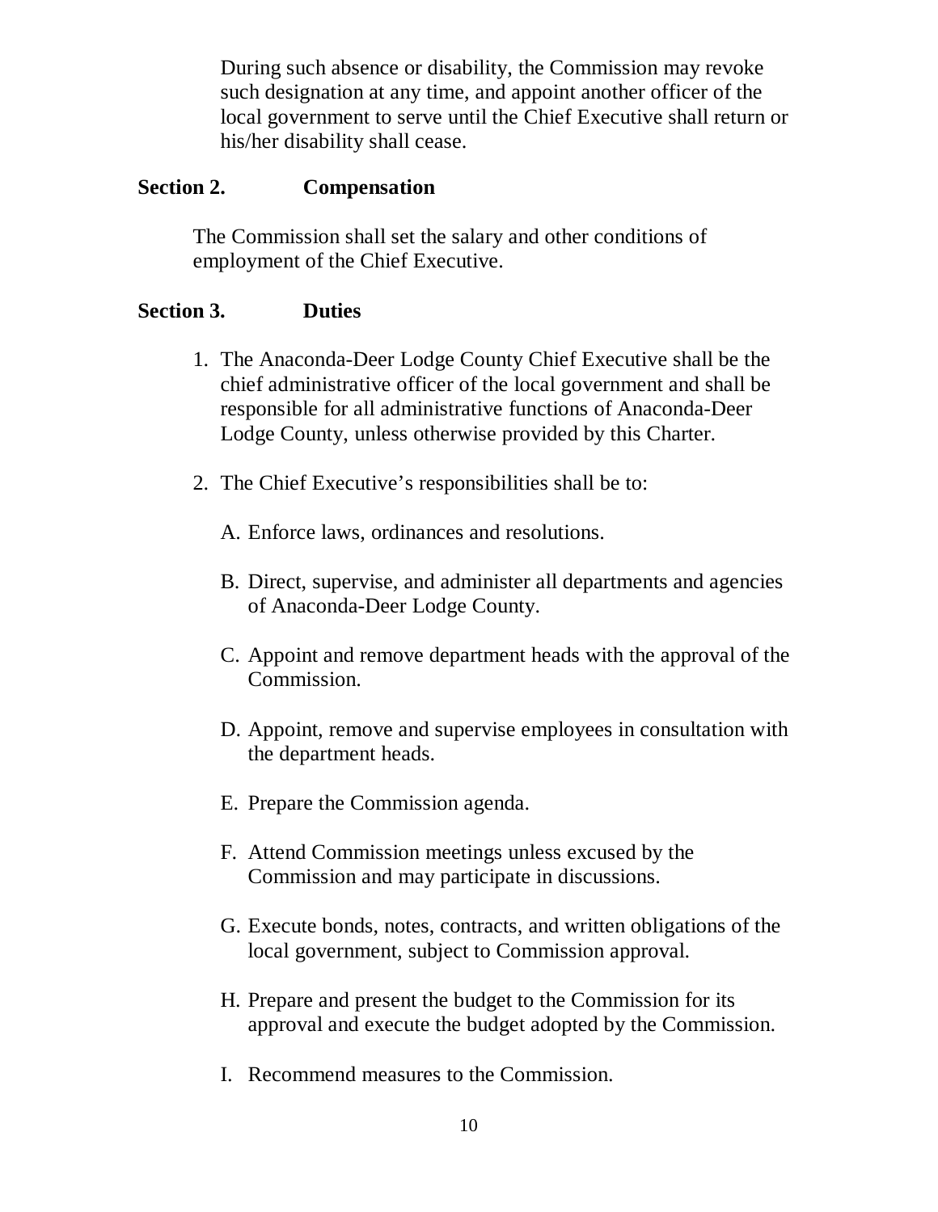During such absence or disability, the Commission may revoke such designation at any time, and appoint another officer of the local government to serve until the Chief Executive shall return or his/her disability shall cease.

**Section 2. Compensation**

The Commission shall set the salary and other conditions of employment of the Chief Executive.

**Section 3. Duties**

1. The Anaconda-Deer Lodge County Chief Executive shall be the chief administrative officer of the local government and shall be responsible for all administrative functions of Anaconda-Deer Lodge County, unless otherwise provided by this Charter.

2. The Chief Executive's responsibilities shall be to:

   A. Enforce laws, ordinances and resolutions.

   B. Direct, supervise, and administer all departments and agencies of Anaconda-Deer Lodge County.

   C. Appoint and remove department heads with the approval of the Commission.

   D. Appoint, remove and supervise employees in consultation with the department heads.

   E. Prepare the Commission agenda.

   F. Attend Commission meetings unless excused by the Commission and may participate in discussions.

   G. Execute bonds, notes, contracts, and written obligations of the local government, subject to Commission approval.

   H. Prepare and present the budget to the Commission for its approval and execute the budget adopted by the Commission.

   I. Recommend measures to the Commission.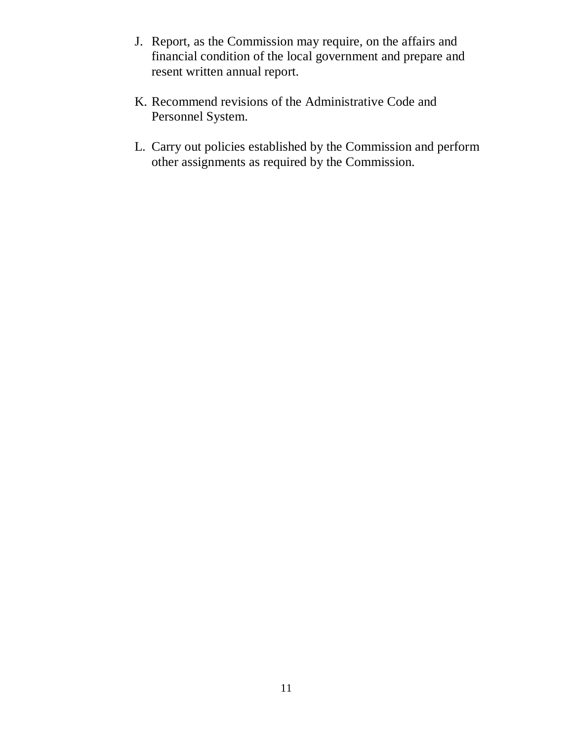J. Report, as the Commission may require, on the affairs and financial condition of the local government and prepare and resent written annual report.

K. Recommend revisions of the Administrative Code and Personnel System.

L. Carry out policies established by the Commission and perform other assignments as required by the Commission.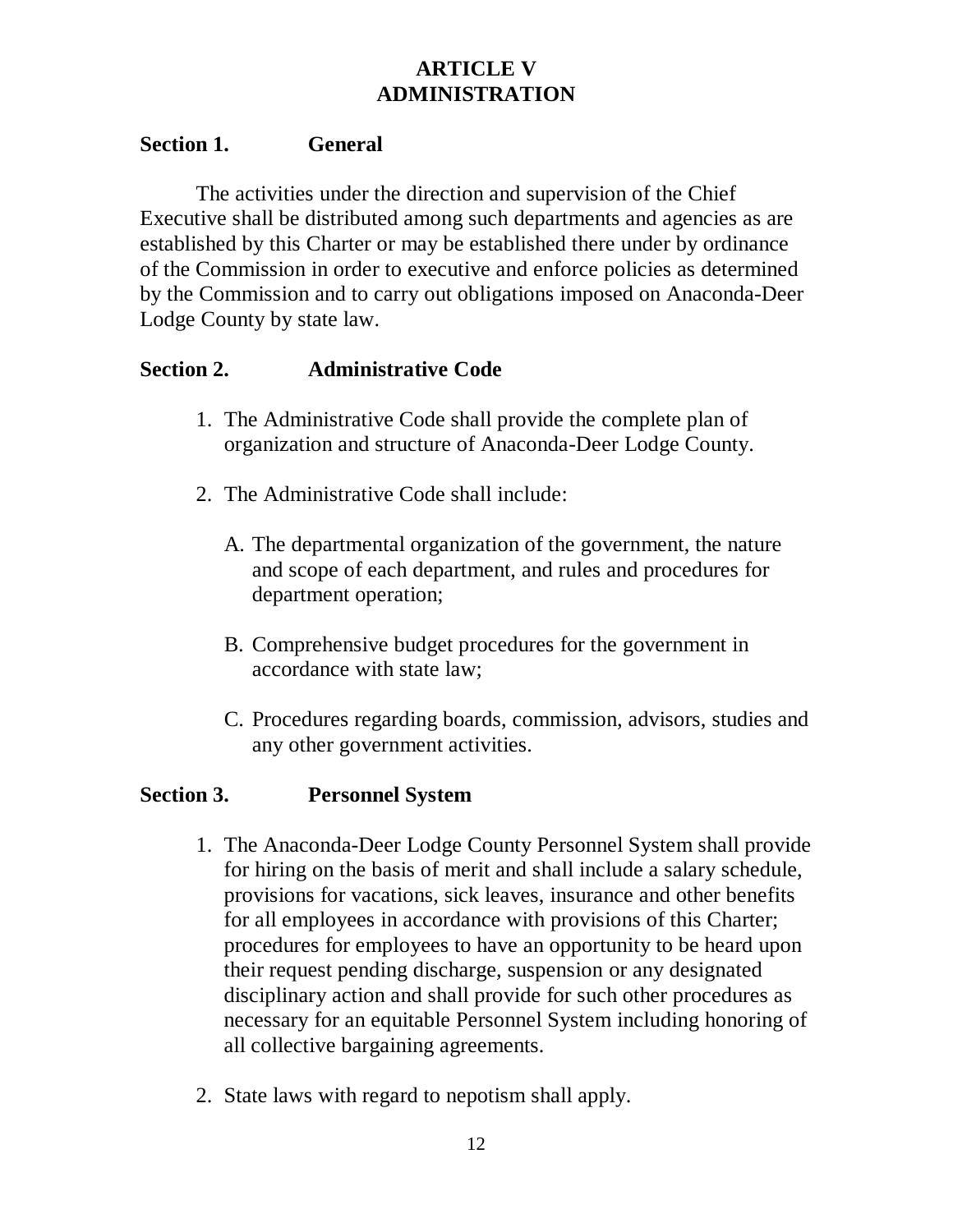# ARTICLE V
# ADMINISTRATION

## Section 1. General

The activities under the direction and supervision of the Chief Executive shall be distributed among such departments and agencies as are established by this Charter or may be established there under by ordinance of the Commission in order to executive and enforce policies as determined by the Commission and to carry out obligations imposed on Anaconda-Deer Lodge County by state law.

## Section 2. Administrative Code

1. The Administrative Code shall provide the complete plan of organization and structure of Anaconda-Deer Lodge County.

2. The Administrative Code shall include:

   A. The departmental organization of the government, the nature and scope of each department, and rules and procedures for department operation;

   B. Comprehensive budget procedures for the government in accordance with state law;

   C. Procedures regarding boards, commission, advisors, studies and any other government activities.

## Section 3. Personnel System

1. The Anaconda-Deer Lodge County Personnel System shall provide for hiring on the basis of merit and shall include a salary schedule, provisions for vacations, sick leaves, insurance and other benefits for all employees in accordance with provisions of this Charter; procedures for employees to have an opportunity to be heard upon their request pending discharge, suspension or any designated disciplinary action and shall provide for such other procedures as necessary for an equitable Personnel System including honoring of all collective bargaining agreements.

2. State laws with regard to nepotism shall apply.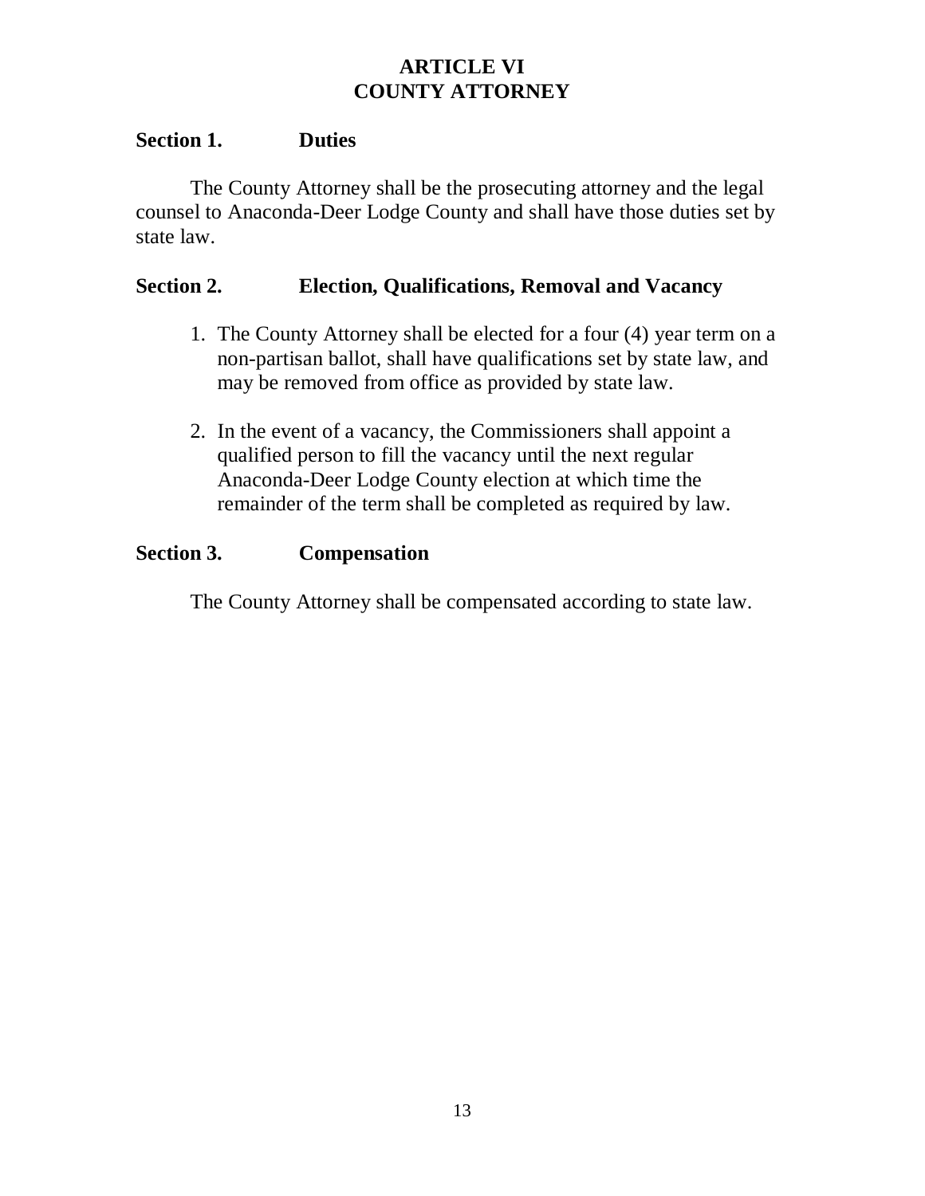# ARTICLE VI
# COUNTY ATTORNEY

## Section 1. Duties

The County Attorney shall be the prosecuting attorney and the legal counsel to Anaconda-Deer Lodge County and shall have those duties set by state law.

## Section 2. Election, Qualifications, Removal and Vacancy

1. The County Attorney shall be elected for a four (4) year term on a non-partisan ballot, shall have qualifications set by state law, and may be removed from office as provided by state law.

2. In the event of a vacancy, the Commissioners shall appoint a qualified person to fill the vacancy until the next regular Anaconda-Deer Lodge County election at which time the remainder of the term shall be completed as required by law.

## Section 3. Compensation

The County Attorney shall be compensated according to state law.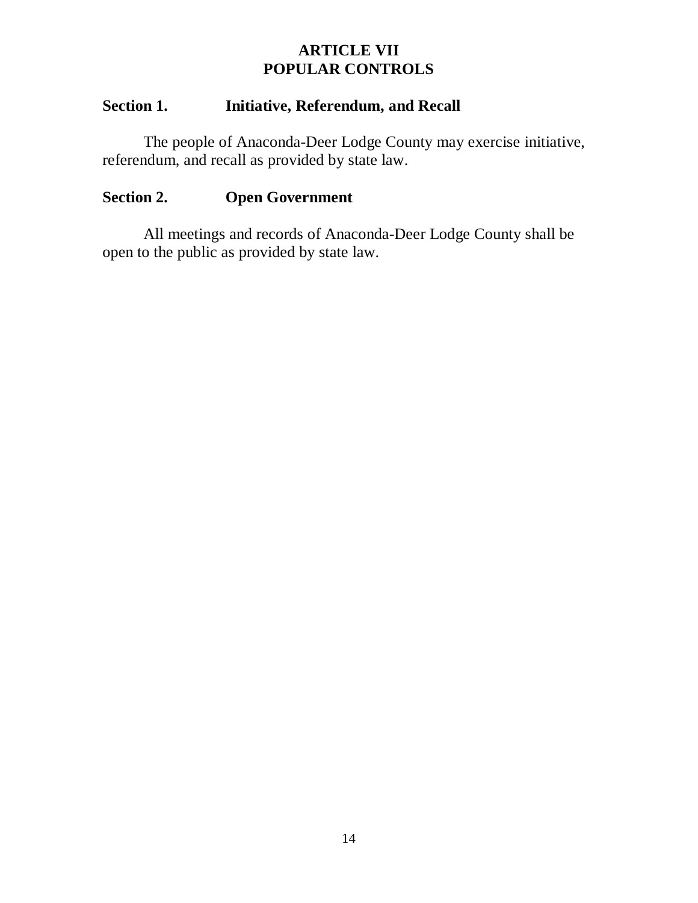# ARTICLE VII
# POPULAR CONTROLS

## Section 1. Initiative, Referendum, and Recall

The people of Anaconda-Deer Lodge County may exercise initiative, referendum, and recall as provided by state law.

## Section 2. Open Government

All meetings and records of Anaconda-Deer Lodge County shall be open to the public as provided by state law.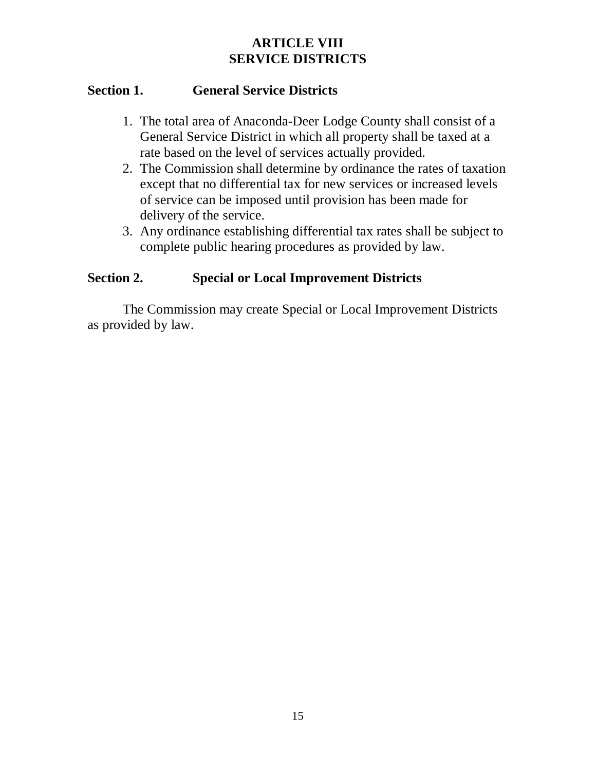# ARTICLE VIII
# SERVICE DISTRICTS

## Section 1. General Service Districts

1. The total area of Anaconda-Deer Lodge County shall consist of a General Service District in which all property shall be taxed at a rate based on the level of services actually provided.
2. The Commission shall determine by ordinance the rates of taxation except that no differential tax for new services or increased levels of service can be imposed until provision has been made for delivery of the service.
3. Any ordinance establishing differential tax rates shall be subject to complete public hearing procedures as provided by law.

## Section 2. Special or Local Improvement Districts

The Commission may create Special or Local Improvement Districts as provided by law.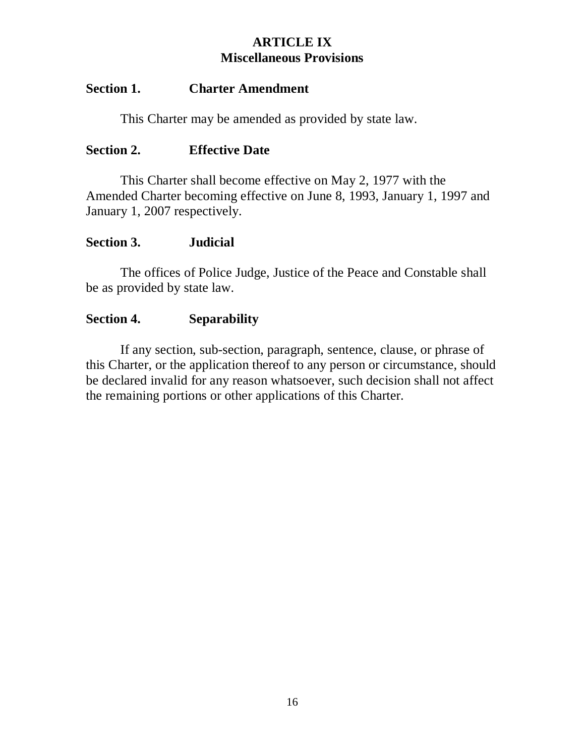# ARTICLE IX
## Miscellaneous Provisions

### Section 1. Charter Amendment

This Charter may be amended as provided by state law.

### Section 2. Effective Date

This Charter shall become effective on May 2, 1977 with the Amended Charter becoming effective on June 8, 1993, January 1, 1997 and January 1, 2007 respectively.

### Section 3. Judicial

The offices of Police Judge, Justice of the Peace and Constable shall be as provided by state law.

### Section 4. Separability

If any section, sub-section, paragraph, sentence, clause, or phrase of this Charter, or the application thereof to any person or circumstance, should be declared invalid for any reason whatsoever, such decision shall not affect the remaining portions or other applications of this Charter.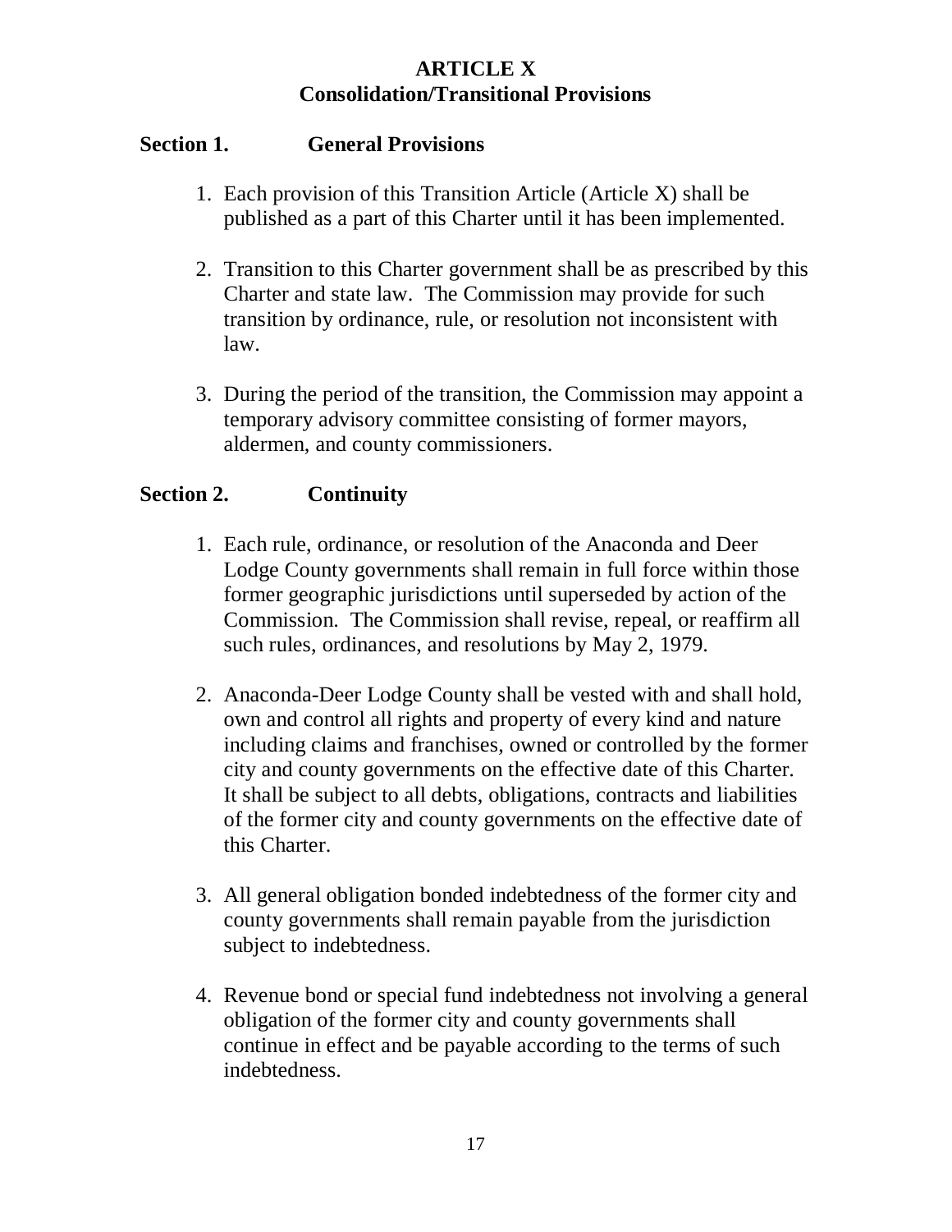# ARTICLE X
## Consolidation/Transitional Provisions

### Section 1. General Provisions

1. Each provision of this Transition Article (Article X) shall be published as a part of this Charter until it has been implemented.

2. Transition to this Charter government shall be as prescribed by this Charter and state law. The Commission may provide for such transition by ordinance, rule, or resolution not inconsistent with law.

3. During the period of the transition, the Commission may appoint a temporary advisory committee consisting of former mayors, aldermen, and county commissioners.

### Section 2. Continuity

1. Each rule, ordinance, or resolution of the Anaconda and Deer Lodge County governments shall remain in full force within those former geographic jurisdictions until superseded by action of the Commission. The Commission shall revise, repeal, or reaffirm all such rules, ordinances, and resolutions by May 2, 1979.

2. Anaconda-Deer Lodge County shall be vested with and shall hold, own and control all rights and property of every kind and nature including claims and franchises, owned or controlled by the former city and county governments on the effective date of this Charter. It shall be subject to all debts, obligations, contracts and liabilities of the former city and county governments on the effective date of this Charter.

3. All general obligation bonded indebtedness of the former city and county governments shall remain payable from the jurisdiction subject to indebtedness.

4. Revenue bond or special fund indebtedness not involving a general obligation of the former city and county governments shall continue in effect and be payable according to the terms of such indebtedness.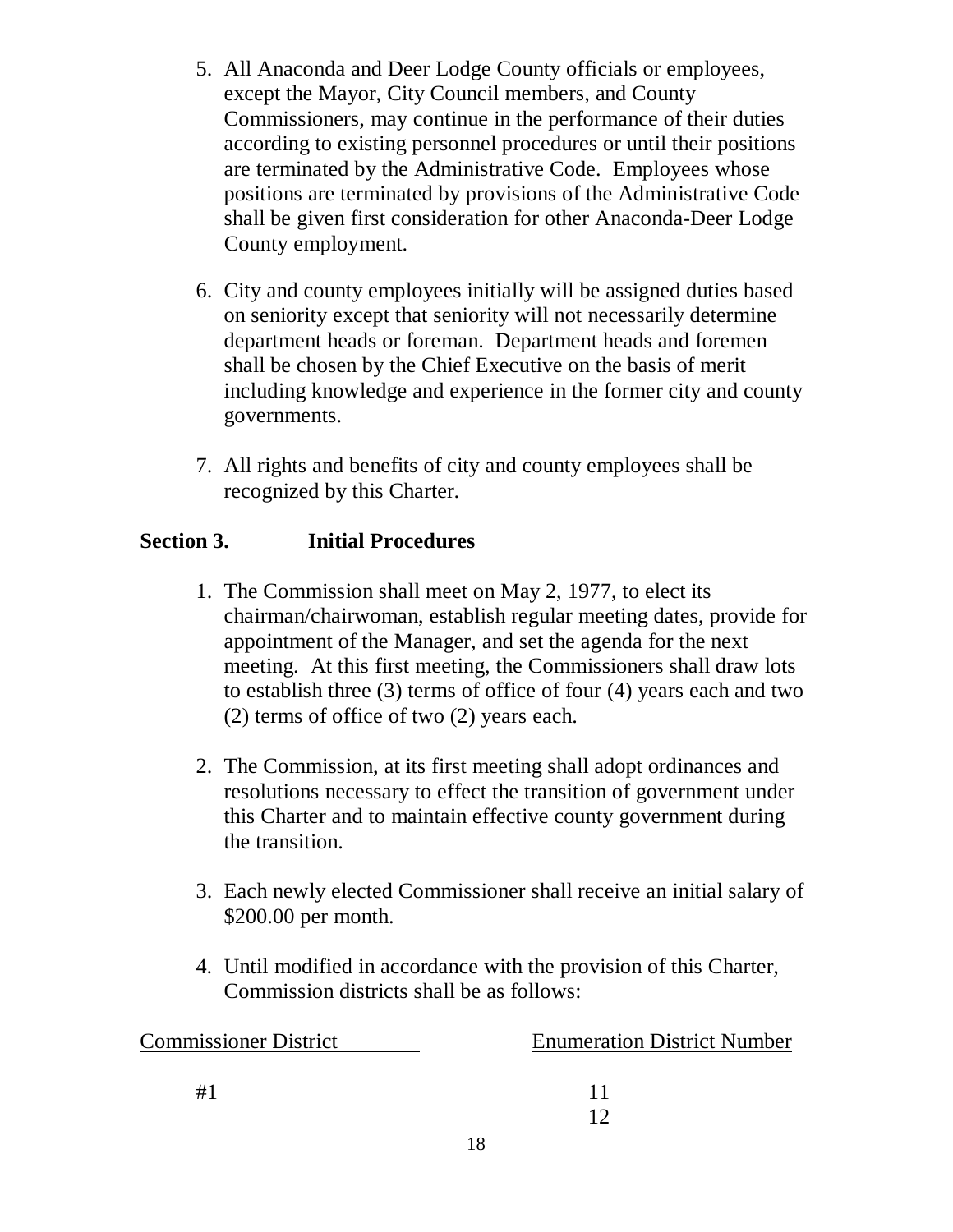5. All Anaconda and Deer Lodge County officials or employees, except the Mayor, City Council members, and County Commissioners, may continue in the performance of their duties according to existing personnel procedures or until their positions are terminated by the Administrative Code. Employees whose positions are terminated by provisions of the Administrative Code shall be given first consideration for other Anaconda-Deer Lodge County employment.

6. City and county employees initially will be assigned duties based on seniority except that seniority will not necessarily determine department heads or foreman. Department heads and foremen shall be chosen by the Chief Executive on the basis of merit including knowledge and experience in the former city and county governments.

7. All rights and benefits of city and county employees shall be recognized by this Charter.

## Section 3. Initial Procedures

1. The Commission shall meet on May 2, 1977, to elect its chairman/chairwoman, establish regular meeting dates, provide for appointment of the Manager, and set the agenda for the next meeting. At this first meeting, the Commissioners shall draw lots to establish three (3) terms of office of four (4) years each and two (2) terms of office of two (2) years each.

2. The Commission, at its first meeting shall adopt ordinances and resolutions necessary to effect the transition of government under this Charter and to maintain effective county government during the transition.

3. Each newly elected Commissioner shall receive an initial salary of $200.00 per month.

4. Until modified in accordance with the provision of this Charter, Commission districts shall be as follows:

| Commissioner District | Enumeration District Number |
|---|---|
| #1 | 11 |
| | 12 |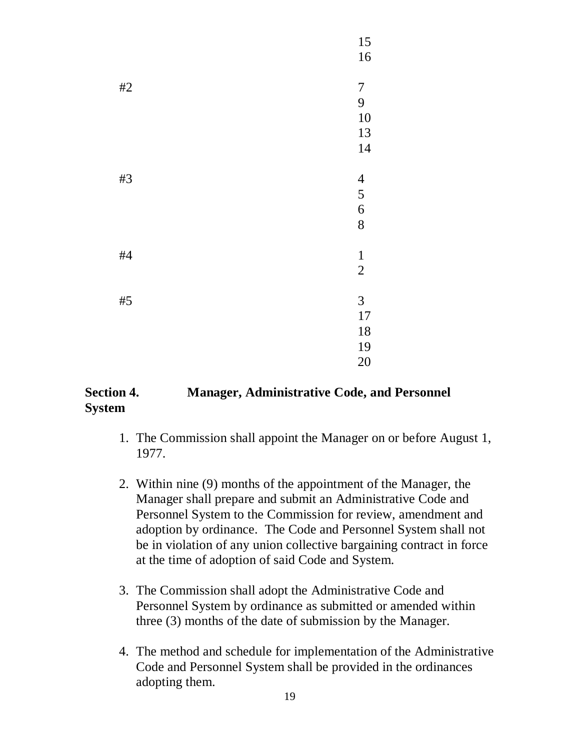| | |
|---|---|
| | 15 |
| | 16 |
| #2 | 7 |
| | 9 |
| | 10 |
| | 13 |
| | 14 |
| #3 | 4 |
| | 5 |
| | 6 |
| | 8 |
| #4 | 1 |
| | 2 |
| #5 | 3 |
| | 17 |
| | 18 |
| | 19 |
| | 20 |

**Section 4. Manager, Administrative Code, and Personnel System**

1. The Commission shall appoint the Manager on or before August 1, 1977.

2. Within nine (9) months of the appointment of the Manager, the Manager shall prepare and submit an Administrative Code and Personnel System to the Commission for review, amendment and adoption by ordinance. The Code and Personnel System shall not be in violation of any union collective bargaining contract in force at the time of adoption of said Code and System.

3. The Commission shall adopt the Administrative Code and Personnel System by ordinance as submitted or amended within three (3) months of the date of submission by the Manager.

4. The method and schedule for implementation of the Administrative Code and Personnel System shall be provided in the ordinances adopting them.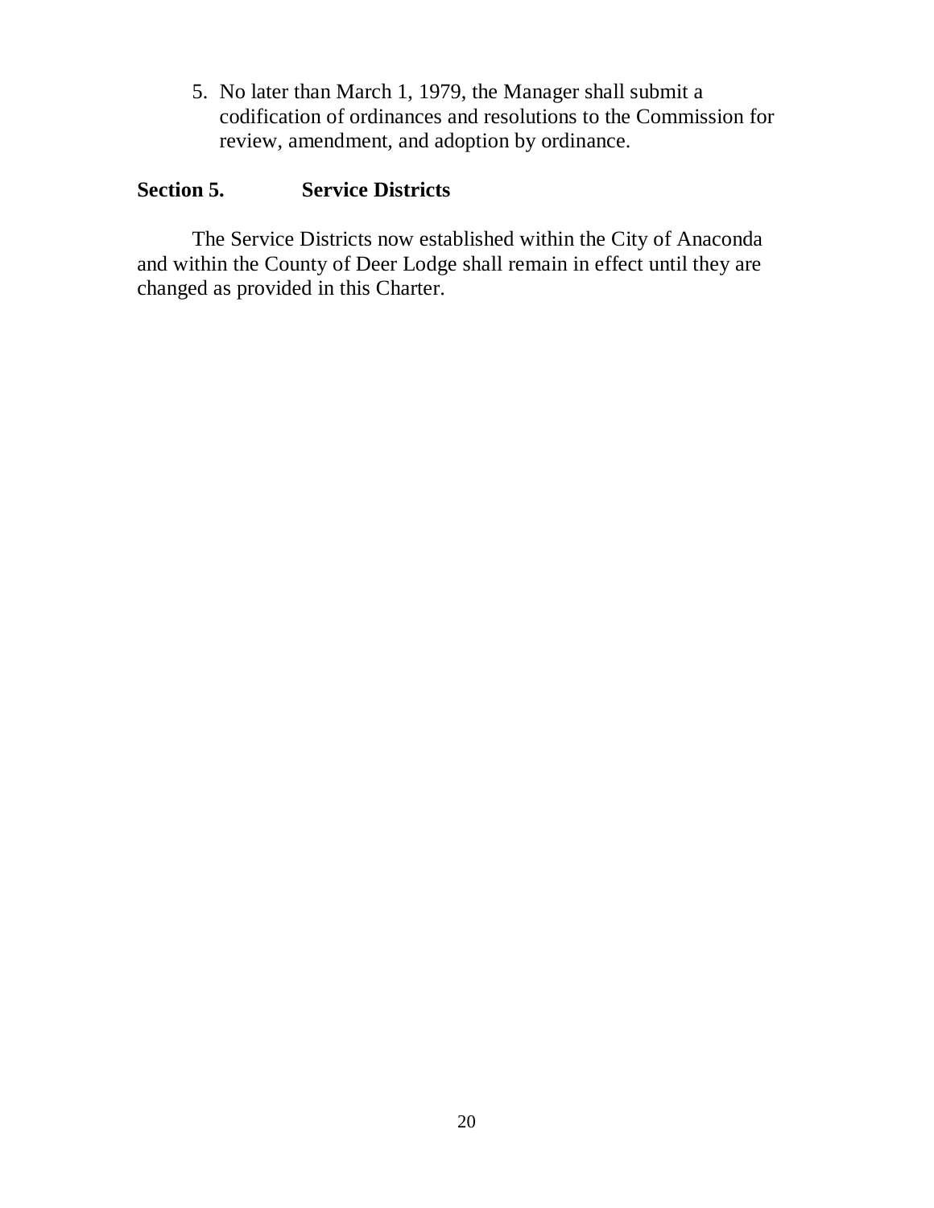5. No later than March 1, 1979, the Manager shall submit a codification of ordinances and resolutions to the Commission for review, amendment, and adoption by ordinance.

## Section 5. Service Districts

The Service Districts now established within the City of Anaconda and within the County of Deer Lodge shall remain in effect until they are changed as provided in this Charter.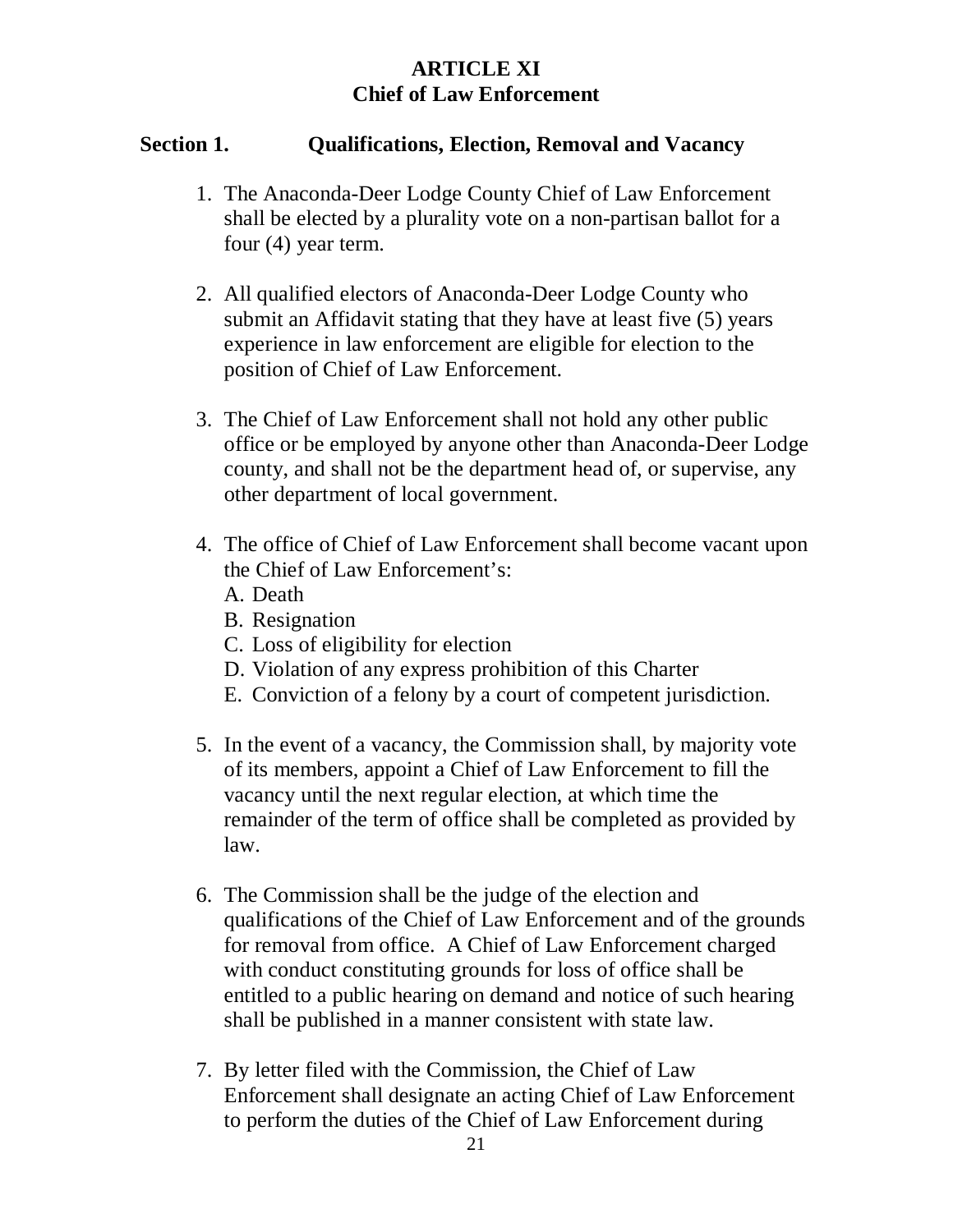# ARTICLE XI
# Chief of Law Enforcement

## Section 1. Qualifications, Election, Removal and Vacancy

1. The Anaconda-Deer Lodge County Chief of Law Enforcement shall be elected by a plurality vote on a non-partisan ballot for a four (4) year term.

2. All qualified electors of Anaconda-Deer Lodge County who submit an Affidavit stating that they have at least five (5) years experience in law enforcement are eligible for election to the position of Chief of Law Enforcement.

3. The Chief of Law Enforcement shall not hold any other public office or be employed by anyone other than Anaconda-Deer Lodge county, and shall not be the department head of, or supervise, any other department of local government.

4. The office of Chief of Law Enforcement shall become vacant upon the Chief of Law Enforcement's:
   - A. Death
   - B. Resignation
   - C. Loss of eligibility for election
   - D. Violation of any express prohibition of this Charter
   - E. Conviction of a felony by a court of competent jurisdiction.

5. In the event of a vacancy, the Commission shall, by majority vote of its members, appoint a Chief of Law Enforcement to fill the vacancy until the next regular election, at which time the remainder of the term of office shall be completed as provided by law.

6. The Commission shall be the judge of the election and qualifications of the Chief of Law Enforcement and of the grounds for removal from office. A Chief of Law Enforcement charged with conduct constituting grounds for loss of office shall be entitled to a public hearing on demand and notice of such hearing shall be published in a manner consistent with state law.

7. By letter filed with the Commission, the Chief of Law Enforcement shall designate an acting Chief of Law Enforcement to perform the duties of the Chief of Law Enforcement during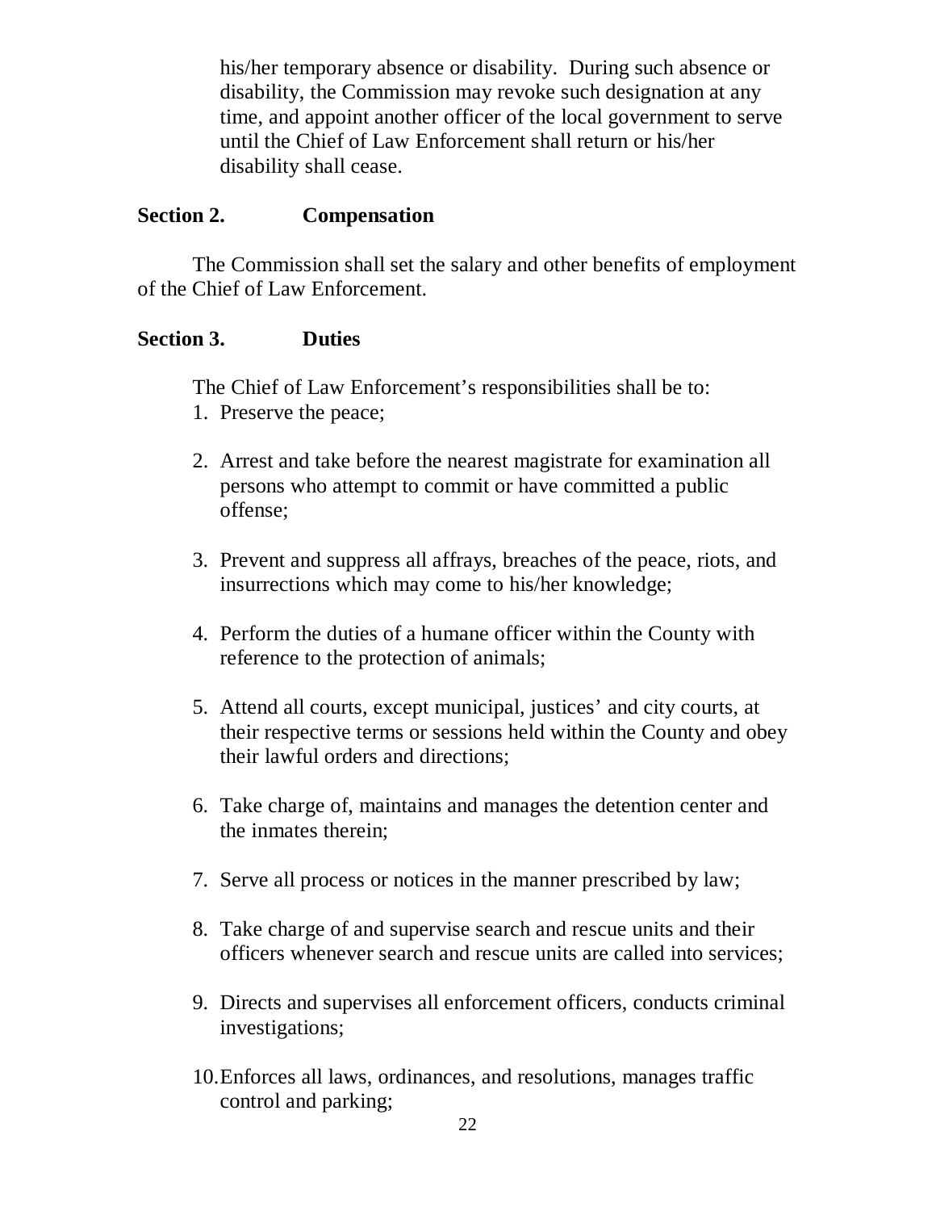his/her temporary absence or disability. During such absence or disability, the Commission may revoke such designation at any time, and appoint another officer of the local government to serve until the Chief of Law Enforcement shall return or his/her disability shall cease.

**Section 2. Compensation**

The Commission shall set the salary and other benefits of employment of the Chief of Law Enforcement.

**Section 3. Duties**

The Chief of Law Enforcement's responsibilities shall be to:

1. Preserve the peace;
2. Arrest and take before the nearest magistrate for examination all persons who attempt to commit or have committed a public offense;
3. Prevent and suppress all affrays, breaches of the peace, riots, and insurrections which may come to his/her knowledge;
4. Perform the duties of a humane officer within the County with reference to the protection of animals;
5. Attend all courts, except municipal, justices' and city courts, at their respective terms or sessions held within the County and obey their lawful orders and directions;
6. Take charge of, maintains and manages the detention center and the inmates therein;
7. Serve all process or notices in the manner prescribed by law;
8. Take charge of and supervise search and rescue units and their officers whenever search and rescue units are called into services;
9. Directs and supervises all enforcement officers, conducts criminal investigations;
10. Enforces all laws, ordinances, and resolutions, manages traffic control and parking;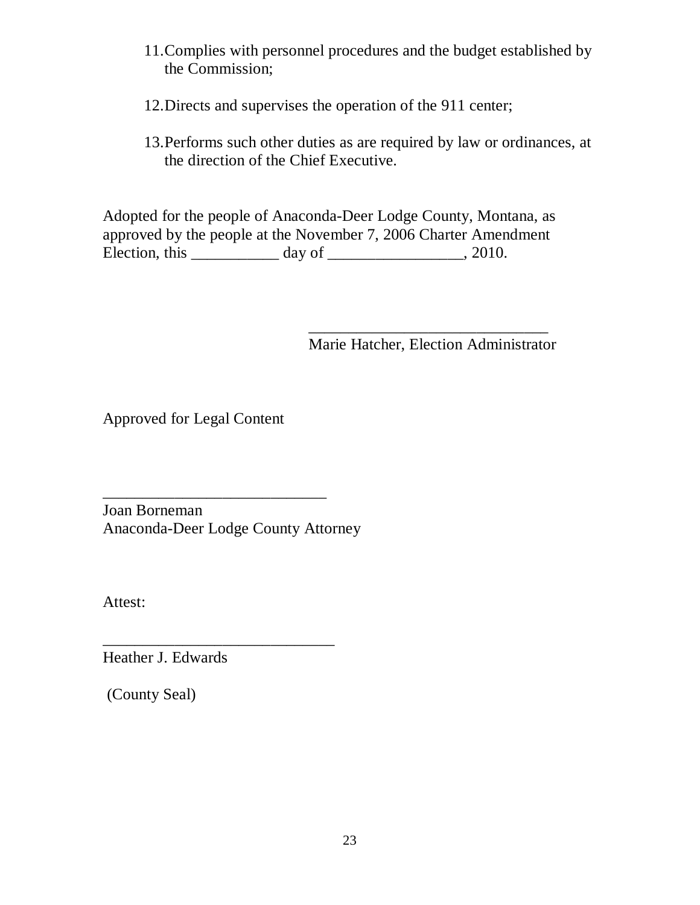11. Complies with personnel procedures and the budget established by the Commission;

12. Directs and supervises the operation of the 911 center;

13. Performs such other duties as are required by law or ordinances, at the direction of the Chief Executive.

Adopted for the people of Anaconda-Deer Lodge County, Montana, as approved by the people at the November 7, 2006 Charter Amendment Election, this ___________ day of _________________, 2010.

_______________________________
Marie Hatcher, Election Administrator

Approved for Legal Content

_____________________________
Joan Borneman
Anaconda-Deer Lodge County Attorney

Attest:

______________________________
Heather J. Edwards

(County Seal)